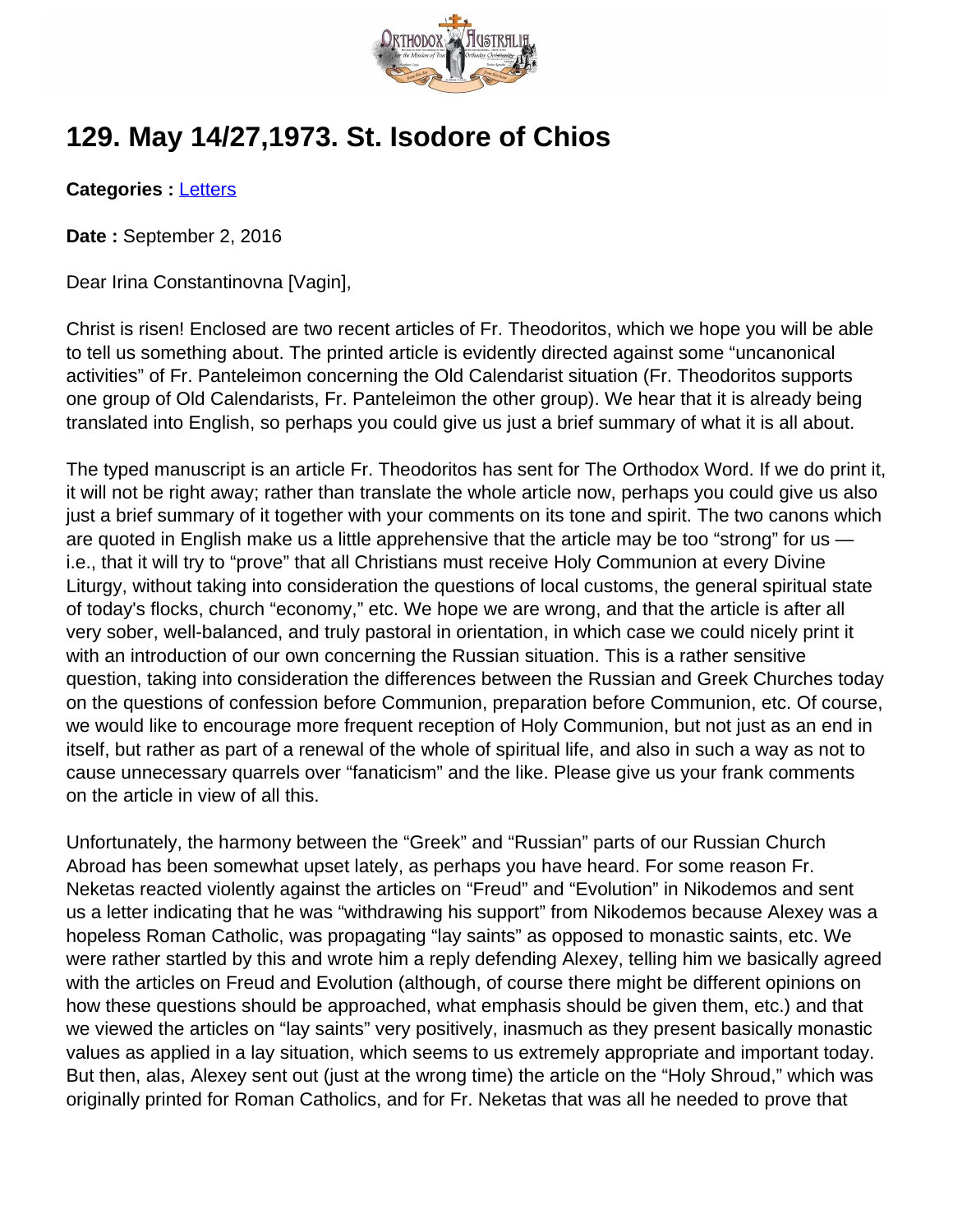# 129. May 14/27,1973. St. Isodore of Chios

**Categories :** Letters

**Date :** September 2, 2016

Dear Irina Constantinovna [Vagin],

Christ is risen! Enclosed are two recent articles of Fr. Theodoritos, which we hope you will be able to tell us something about. The printed article is evidently directed against some "uncanonical activities" of Fr. Panteleimon concerning the Old Calendarist situation (Fr. Theodoritos supports one group of Old Calendarists, Fr. Panteleimon the other group). We hear that it is already being translated into English, so perhaps you could give us just a brief summary of what it is all about.

The typed manuscript is an article Fr. Theodoritos has sent for The Orthodox Word. If we do print it, it will not be right away; rather than translate the whole article now, perhaps you could give us also just a brief summary of it together with your comments on its tone and spirit. The two canons which are quoted in English make us a little apprehensive that the article may be too "strong" for us — i.e., that it will try to "prove" that all Christians must receive Holy Communion at every Divine Liturgy, without taking into consideration the questions of local customs, the general spiritual state of today's flocks, church "economy," etc. We hope we are wrong, and that the article is after all very sober, well-balanced, and truly pastoral in orientation, in which case we could nicely print it with an introduction of our own concerning the Russian situation. This is a rather sensitive question, taking into consideration the differences between the Russian and Greek Churches today on the questions of confession before Communion, preparation before Communion, etc. Of course, we would like to encourage more frequent reception of Holy Communion, but not just as an end in itself, but rather as part of a renewal of the whole of spiritual life, and also in such a way as not to cause unnecessary quarrels over "fanaticism" and the like. Please give us your frank comments on the article in view of all this.

Unfortunately, the harmony between the "Greek" and "Russian" parts of our Russian Church Abroad has been somewhat upset lately, as perhaps you have heard. For some reason Fr. Neketas reacted violently against the articles on "Freud" and "Evolution" in Nikodemos and sent us a letter indicating that he was "withdrawing his support" from Nikodemos because Alexey was a hopeless Roman Catholic, was propagating "lay saints" as opposed to monastic saints, etc. We were rather startled by this and wrote him a reply defending Alexey, telling him we basically agreed with the articles on Freud and Evolution (although, of course there might be different opinions on how these questions should be approached, what emphasis should be given them, etc.) and that we viewed the articles on "lay saints" very positively, inasmuch as they present basically monastic values as applied in a lay situation, which seems to us extremely appropriate and important today. But then, alas, Alexey sent out (just at the wrong time) the article on the "Holy Shroud," which was originally printed for Roman Catholics, and for Fr. Neketas that was all he needed to prove that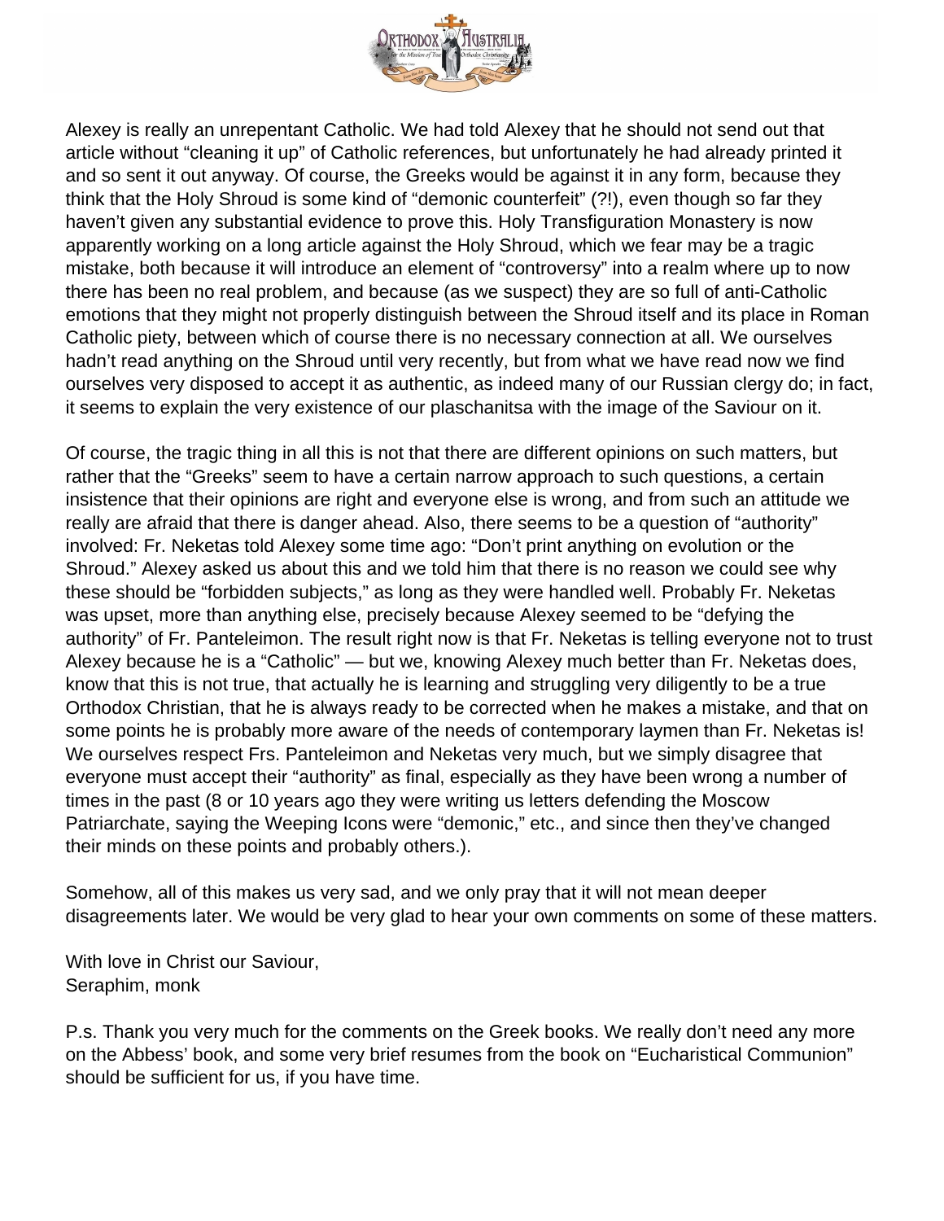Alexey is really an unrepentant Catholic. We had told Alexey that he should not send out that article without "cleaning it up" of Catholic references, but unfortunately he had already printed it and so sent it out anyway. Of course, the Greeks would be against it in any form, because they think that the Holy Shroud is some kind of "demonic counterfeit" (?!), even though so far they haven't given any substantial evidence to prove this. Holy Transfiguration Monastery is now apparently working on a long article against the Holy Shroud, which we fear may be a tragic mistake, both because it will introduce an element of "controversy" into a realm where up to now there has been no real problem, and because (as we suspect) they are so full of anti-Catholic emotions that they might not properly distinguish between the Shroud itself and its place in Roman Catholic piety, between which of course there is no necessary connection at all. We ourselves hadn't read anything on the Shroud until very recently, but from what we have read now we find ourselves very disposed to accept it as authentic, as indeed many of our Russian clergy do; in fact, it seems to explain the very existence of our plaschanitsa with the image of the Saviour on it.

Of course, the tragic thing in all this is not that there are different opinions on such matters, but rather that the "Greeks" seem to have a certain narrow approach to such questions, a certain insistence that their opinions are right and everyone else is wrong, and from such an attitude we really are afraid that there is danger ahead. Also, there seems to be a question of "authority" involved: Fr. Neketas told Alexey some time ago: "Don't print anything on evolution or the Shroud." Alexey asked us about this and we told him that there is no reason we could see why these should be "forbidden subjects," as long as they were handled well. Probably Fr. Neketas was upset, more than anything else, precisely because Alexey seemed to be "defying the authority" of Fr. Panteleimon. The result right now is that Fr. Neketas is telling everyone not to trust Alexey because he is a "Catholic" — but we, knowing Alexey much better than Fr. Neketas does, know that this is not true, that actually he is learning and struggling very diligently to be a true Orthodox Christian, that he is always ready to be corrected when he makes a mistake, and that on some points he is probably more aware of the needs of contemporary laymen than Fr. Neketas is! We ourselves respect Frs. Panteleimon and Neketas very much, but we simply disagree that everyone must accept their "authority" as final, especially as they have been wrong a number of times in the past (8 or 10 years ago they were writing us letters defending the Moscow Patriarchate, saying the Weeping Icons were "demonic," etc., and since then they've changed their minds on these points and probably others.).

Somehow, all of this makes us very sad, and we only pray that it will not mean deeper disagreements later. We would be very glad to hear your own comments on some of these matters.

With love in Christ our Saviour,
Seraphim, monk

P.s. Thank you very much for the comments on the Greek books. We really don't need any more on the Abbess' book, and some very brief resumes from the book on "Eucharistical Communion" should be sufficient for us, if you have time.